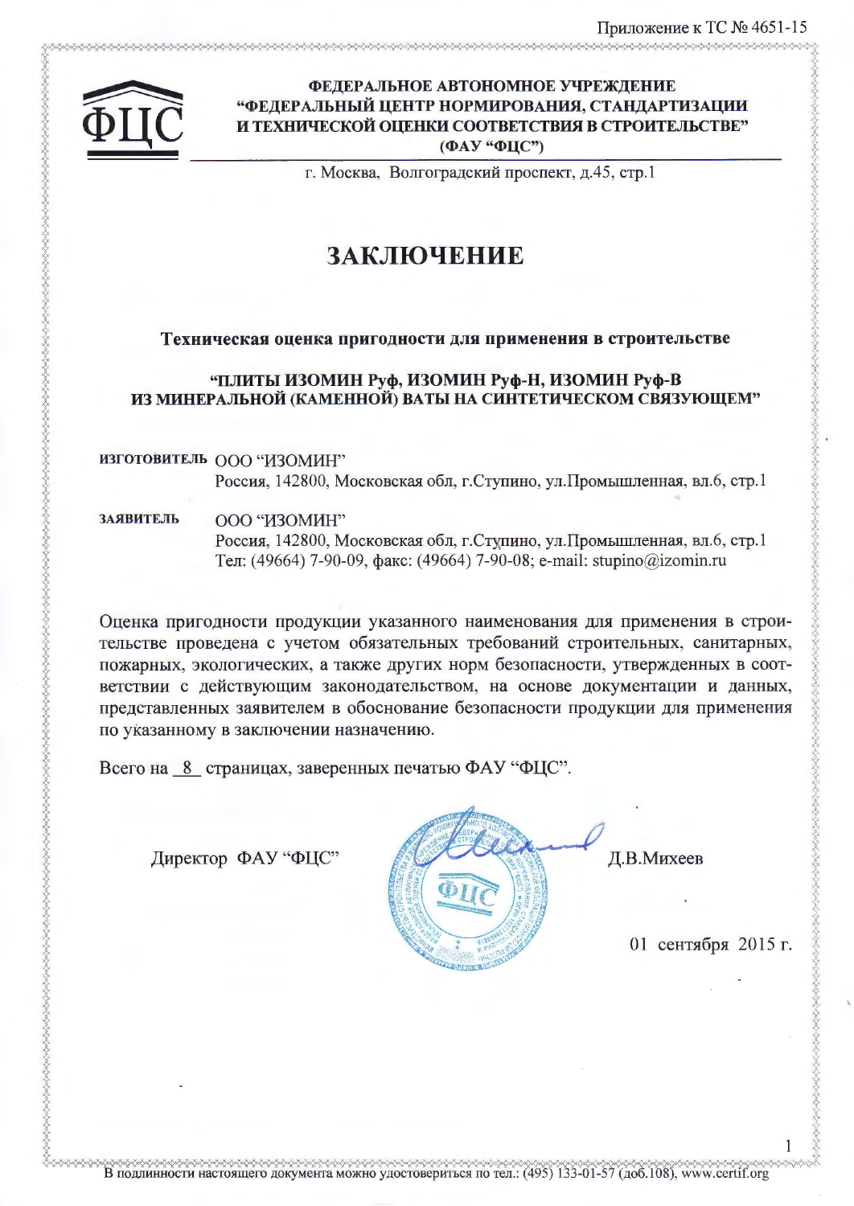Приложение к ТС № 4651-15

**ФЕДЕРАЛЬНОЕ АВТОНОМНОЕ УЧРЕЖДЕНИЕ**
**"ФЕДЕРАЛЬНЫЙ ЦЕНТР НОРМИРОВАНИЯ, СТАНДАРТИЗАЦИИ И ТЕХНИЧЕСКОЙ ОЦЕНКИ СООТВЕТСТВИЯ В СТРОИТЕЛЬСТВЕ"**
**(ФАУ "ФЦС")**

г. Москва, Волгоградский проспект, д.45, стр.1

# ЗАКЛЮЧЕНИЕ

**Техническая оценка пригодности для применения в строительстве**

**"ПЛИТЫ ИЗОМИН Руф, ИЗОМИН Руф-Н, ИЗОМИН Руф-В ИЗ МИНЕРАЛЬНОЙ (КАМЕННОЙ) ВАТЫ НА СИНТЕТИЧЕСКОМ СВЯЗУЮЩЕМ"**

**ИЗГОТОВИТЕЛЬ** ООО "ИЗОМИН"
Россия, 142800, Московская обл, г.Ступино, ул.Промышленная, вл.6, стр.1

**ЗАЯВИТЕЛЬ** ООО "ИЗОМИН"
Россия, 142800, Московская обл, г.Ступино, ул.Промышленная, вл.6, стр.1
Тел: (49664) 7-90-09, факс: (49664) 7-90-08; e-mail: stupino@izomin.ru

Оценка пригодности продукции указанного наименования для применения в строительстве проведена с учетом обязательных требований строительных, санитарных, пожарных, экологических, а также других норм безопасности, утвержденных в соответствии с действующим законодательством, на основе документации и данных, представленных заявителем в обоснование безопасности продукции для применения по указанному в заключении назначению.

Всего на 8 страницах, заверенных печатью ФАУ "ФЦС".

Директор ФАУ "ФЦС" Д.В.Михеев

01 сентября 2015 г.

В подлинности настоящего документа можно удостовериться по тел.: (495) 133-01-57 (доб.108), www.certif.org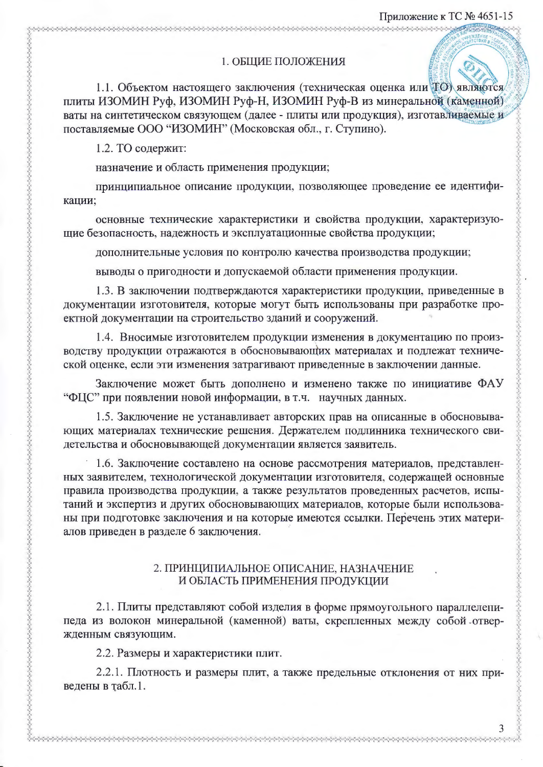## 1. ОБЩИЕ ПОЛОЖЕНИЯ

1.1. Объектом настоящего заключения (техническая оценка или ТО) являются плиты ИЗОМИН Руф, ИЗОМИН Руф-Н, ИЗОМИН Руф-В из минеральной (каменной) ваты на синтетическом связующем (далее - плиты или продукция), изготавливаемые и поставляемые ООО "ИЗОМИН" (Московская обл., г. Ступино).

1.2. ТО содержит:

назначение и область применения продукции;

принципиальное описание продукции, позволяющее проведение ее идентификации;

основные технические характеристики и свойства продукции, характеризующие безопасность, надежность и эксплуатационные свойства продукции;

дополнительные условия по контролю качества производства продукции;

выводы о пригодности и допускаемой области применения продукции.

1.3. В заключении подтверждаются характеристики продукции, приведенные в документации изготовителя, которые могут быть использованы при разработке проектной документации на строительство зданий и сооружений.

1.4. Вносимые изготовителем продукции изменения в документацию по производству продукции отражаются в обосновывающих материалах и подлежат технической оценке, если эти изменения затрагивают приведенные в заключении данные.

Заключение может быть дополнено и изменено также по инициативе ФАУ "ФЦС" при появлении новой информации, в т.ч. научных данных.

1.5. Заключение не устанавливает авторских прав на описанные в обосновывающих материалах технические решения. Держателем подлинника технического свидетельства и обосновывающей документации является заявитель.

1.6. Заключение составлено на основе рассмотрения материалов, представленных заявителем, технологической документации изготовителя, содержащей основные правила производства продукции, а также результатов проведенных расчетов, испытаний и экспертиз и других обосновывающих материалов, которые были использованы при подготовке заключения и на которые имеются ссылки. Перечень этих материалов приведен в разделе 6 заключения.

## 2. ПРИНЦИПИАЛЬНОЕ ОПИСАНИЕ, НАЗНАЧЕНИЕ И ОБЛАСТЬ ПРИМЕНЕНИЯ ПРОДУКЦИИ

2.1. Плиты представляют собой изделия в форме прямоугольного параллелепипеда из волокон минеральной (каменной) ваты, скрепленных между собой отвержденным связующим.

2.2. Размеры и характеристики плит.

2.2.1. Плотность и размеры плит, а также предельные отклонения от них приведены в табл.1.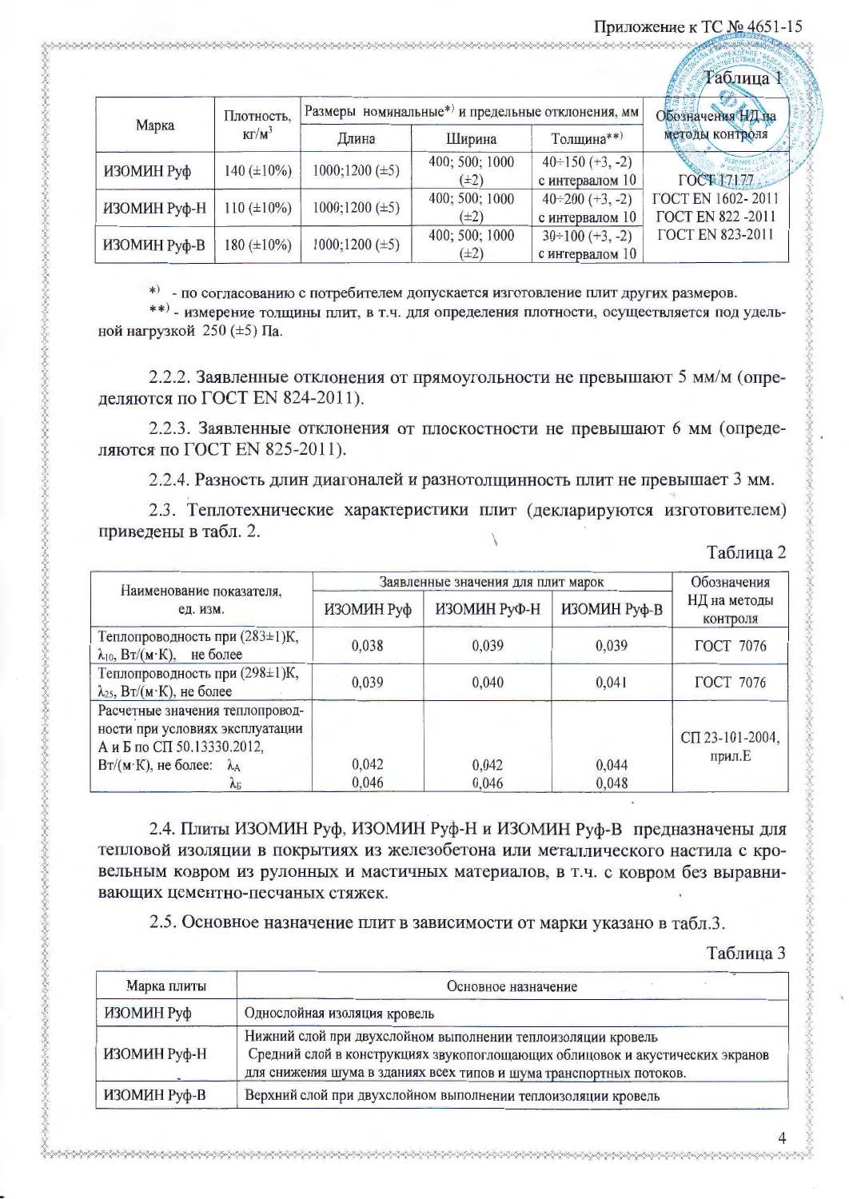Приложение к ТС № 4651-15

Таблица 1

| Марка | Плотность, кг/м$^3$ | Размеры номинальные*) и предельные отклонения, мм | | | Обозначения НД на методы контроля |
|---|---|---|---|---|---|
| | | Длина | Ширина | Толщина**) | |
| ИЗОМИН Руф | 140 (±10%) | 1000;1200 (±5) | 400; 500; 1000 (±2) | 40÷150 (+3, -2) с интервалом 10 | ГОСТ 17177 ГОСТ EN 1602-2011 ГОСТ EN 822-2011 ГОСТ EN 823-2011 |
| ИЗОМИН Руф-Н | 110 (±10%) | 1000;1200 (±5) | 400; 500; 1000 (±2) | 40÷200 (+3, -2) с интервалом 10 | |
| ИЗОМИН Руф-В | 180 (±10%) | 1000;1200 (±5) | 400; 500; 1000 (±2) | 30÷100 (+3, -2) с интервалом 10 | |

*) - по согласованию с потребителем допускается изготовление плит других размеров.

**) - измерение толщины плит, в т.ч. для определения плотности, осуществляется под удельной нагрузкой 250 (±5) Па.

2.2.2. Заявленные отклонения от прямоугольности не превышают 5 мм/м (определяются по ГОСТ EN 824-2011).

2.2.3. Заявленные отклонения от плоскостности не превышают 6 мм (определяются по ГОСТ EN 825-2011).

2.2.4. Разность длин диагоналей и разнотолщинность плит не превышает 3 мм.

2.3. Теплотехнические характеристики плит (декларируются изготовителем) приведены в табл. 2.

Таблица 2

| Наименование показателя, ед. изм. | Заявленные значения для плит марок | | | Обозначения НД на методы контроля |
|---|---|---|---|---|
| | ИЗОМИН Руф | ИЗОМИН РуФ-Н | ИЗОМИН Руф-В | |
| Теплопроводность при (283±1)К, $\lambda_{10}$, Вт/(м·К), не более | 0,038 | 0,039 | 0,039 | ГОСТ 7076 |
| Теплопроводность при (298±1)К, $\lambda_{25}$, Вт/(м·К), не более | 0,039 | 0,040 | 0,041 | ГОСТ 7076 |
| Расчетные значения теплопроводности при условиях эксплуатации А и Б по СП 50.13330.2012, Вт/(м·К), не более: $\lambda_А$ $\lambda_Б$ | 0,042 0,046 | 0,042 0,046 | 0,044 0,048 | СП 23-101-2004, прил.Е |

2.4. Плиты ИЗОМИН Руф, ИЗОМИН Руф-Н и ИЗОМИН Руф-В предназначены для тепловой изоляции в покрытиях из железобетона или металлического настила с кровельным ковром из рулонных и мастичных материалов, в т.ч. с ковром без выравнивающих цементно-песчаных стяжек.

2.5. Основное назначение плит в зависимости от марки указано в табл.3.

Таблица 3

| Марка плиты | Основное назначение |
|---|---|
| ИЗОМИН Руф | Однослойная изоляция кровель |
| ИЗОМИН Руф-Н | Нижний слой при двухслойном выполнении теплоизоляции кровель Средний слой в конструкциях звукопоглощающих облицовок и акустических экранов для снижения шума в зданиях всех типов и шума транспортных потоков. |
| ИЗОМИН Руф-В | Верхний слой при двухслойном выполнении теплоизоляции кровель |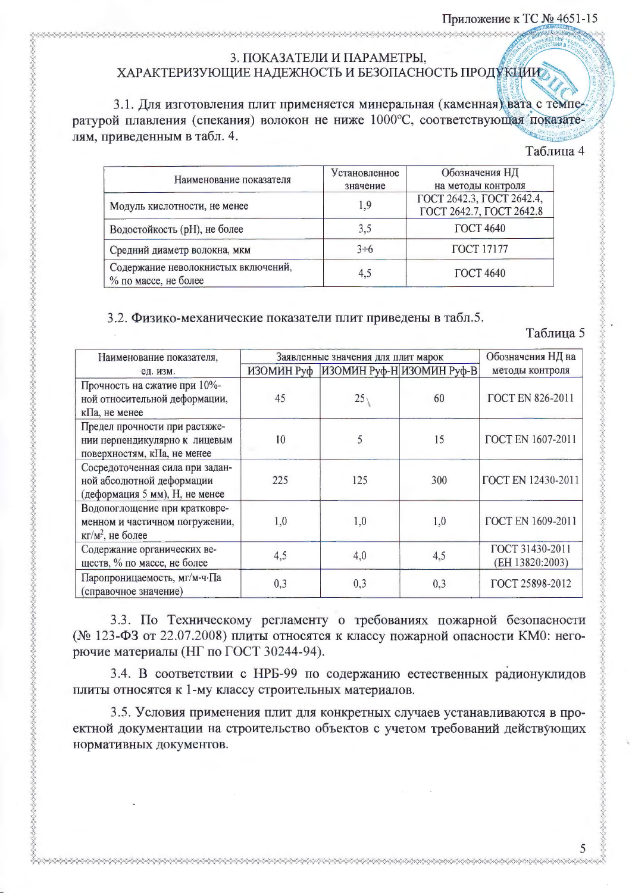## 3. ПОКАЗАТЕЛИ И ПАРАМЕТРЫ, ХАРАКТЕРИЗУЮЩИЕ НАДЕЖНОСТЬ И БЕЗОПАСНОСТЬ ПРОДУКЦИИ

3.1. Для изготовления плит применяется минеральная (каменная) вата с температурой плавления (спекания) волокон не ниже 1000°С, соответствующая показателям, приведенным в табл. 4.

Таблица 4

| Наименование показателя | Установленное значение | Обозначения НД на методы контроля |
|---|---|---|
| Модуль кислотности, не менее | 1,9 | ГОСТ 2642.3, ГОСТ 2642.4, ГОСТ 2642.7, ГОСТ 2642.8 |
| Водостойкость (pH), не более | 3,5 | ГОСТ 4640 |
| Средний диаметр волокна, мкм | 3÷6 | ГОСТ 17177 |
| Содержание неволокнистых включений, % по массе, не более | 4,5 | ГОСТ 4640 |

3.2. Физико-механические показатели плит приведены в табл.5.

Таблица 5

| Наименование показателя, ед. изм. | Заявленные значения для плит марок | | | Обозначения НД на методы контроля |
|---|---|---|---|---|
| | ИЗОМИН Руф | ИЗОМИН Руф-Н | ИЗОМИН Руф-В | |
| Прочность на сжатие при 10%-ной относительной деформации, кПа, не менее | 45 | 25 | 60 | ГОСТ EN 826-2011 |
| Предел прочности при растяжении перпендикулярно к лицевым поверхностям, кПа, не менее | 10 | 5 | 15 | ГОСТ EN 1607-2011 |
| Сосредоточенная сила при заданной абсолютной деформации (деформация 5 мм), Н, не менее | 225 | 125 | 300 | ГОСТ EN 12430-2011 |
| Водопоглощение при кратковременном и частичном погружении, кг/м², не более | 1,0 | 1,0 | 1,0 | ГОСТ EN 1609-2011 |
| Содержание органических веществ, % по массе, не более | 4,5 | 4,0 | 4,5 | ГОСТ 31430-2011 (ЕН 13820:2003) |
| Паропроницаемость, мг/м·ч·Па (справочное значение) | 0,3 | 0,3 | 0,3 | ГОСТ 25898-2012 |

3.3. По Техническому регламенту о требованиях пожарной безопасности (№ 123-ФЗ от 22.07.2008) плиты относятся к классу пожарной опасности КМ0: негорючие материалы (НГ по ГОСТ 30244-94).

3.4. В соответствии с НРБ-99 по содержанию естественных радионуклидов плиты относятся к 1-му классу строительных материалов.

3.5. Условия применения плит для конкретных случаев устанавливаются в проектной документации на строительство объектов с учетом требований действующих нормативных документов.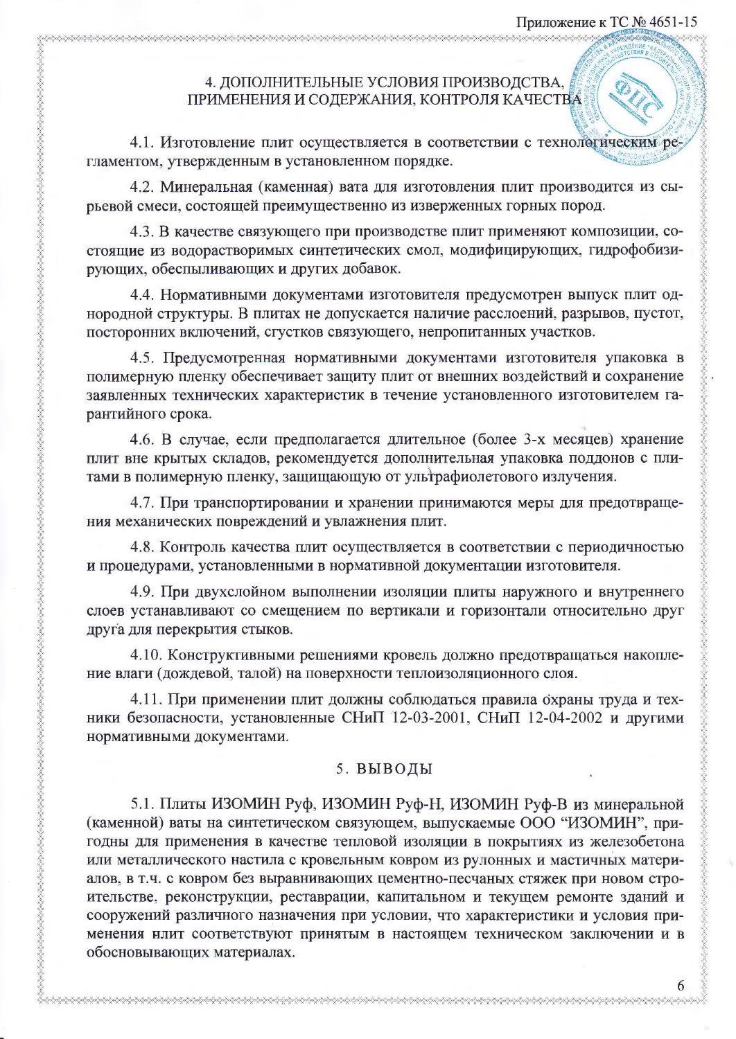## 4. ДОПОЛНИТЕЛЬНЫЕ УСЛОВИЯ ПРОИЗВОДСТВА, ПРИМЕНЕНИЯ И СОДЕРЖАНИЯ, КОНТРОЛЯ КАЧЕСТВА

4.1. Изготовление плит осуществляется в соответствии с технологическим регламентом, утвержденным в установленном порядке.

4.2. Минеральная (каменная) вата для изготовления плит производится из сырьевой смеси, состоящей преимущественно из изверженных горных пород.

4.3. В качестве связующего при производстве плит применяют композиции, состоящие из водорастворимых синтетических смол, модифицирующих, гидрофобизирующих, обеспыливающих и других добавок.

4.4. Нормативными документами изготовителя предусмотрен выпуск плит однородной структуры. В плитах не допускается наличие расслоений, разрывов, пустот, посторонних включений, сгустков связующего, непропитанных участков.

4.5. Предусмотренная нормативными документами изготовителя упаковка в полимерную пленку обеспечивает защиту плит от внешних воздействий и сохранение заявленных технических характеристик в течение установленного изготовителем гарантийного срока.

4.6. В случае, если предполагается длительное (более 3-х месяцев) хранение плит вне крытых складов, рекомендуется дополнительная упаковка поддонов с плитами в полимерную пленку, защищающую от ультрафиолетового излучения.

4.7. При транспортировании и хранении принимаются меры для предотвращения механических повреждений и увлажнения плит.

4.8. Контроль качества плит осуществляется в соответствии с периодичностью и процедурами, установленными в нормативной документации изготовителя.

4.9. При двухслойном выполнении изоляции плиты наружного и внутреннего слоев устанавливают со смещением по вертикали и горизонтали относительно друг друга для перекрытия стыков.

4.10. Конструктивными решениями кровель должно предотвращаться накопление влаги (дождевой, талой) на поверхности теплоизоляционного слоя.

4.11. При применении плит должны соблюдаться правила охраны труда и техники безопасности, установленные СНиП 12-03-2001, СНиП 12-04-2002 и другими нормативными документами.

## 5. ВЫВОДЫ

5.1. Плиты ИЗОМИН Руф, ИЗОМИН Руф-Н, ИЗОМИН Руф-В из минеральной (каменной) ваты на синтетическом связующем, выпускаемые ООО "ИЗОМИН", пригодны для применения в качестве тепловой изоляции в покрытиях из железобетона или металлического настила с кровельным ковром из рулонных и мастичных материалов, в т.ч. с ковром без выравнивающих цементно-песчаных стяжек при новом строительстве, реконструкции, реставрации, капитальном и текущем ремонте зданий и сооружений различного назначения при условии, что характеристики и условия применения плит соответствуют принятым в настоящем техническом заключении и в обосновывающих материалах.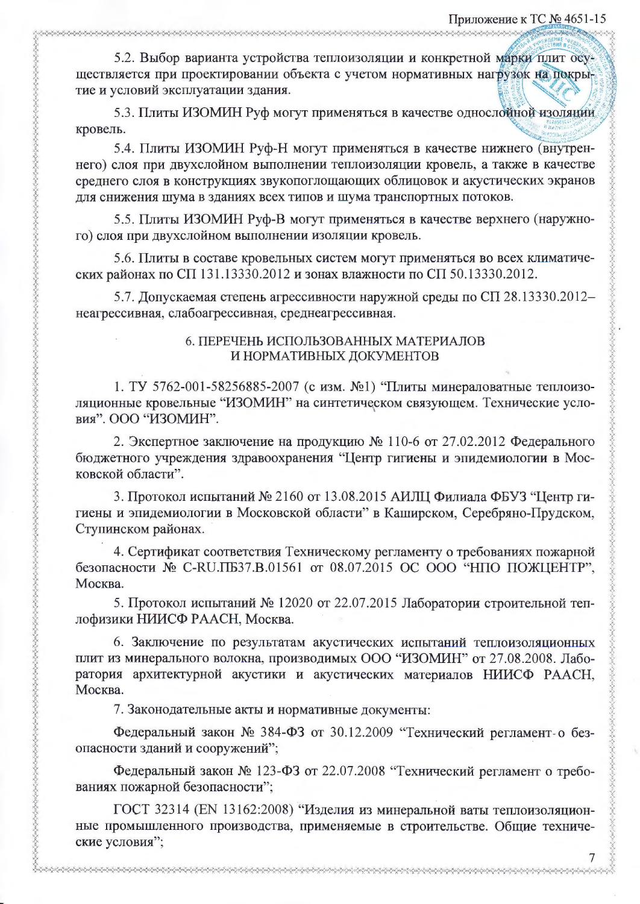5.2. Выбор варианта устройства теплоизоляции и конкретной марки плит осуществляется при проектировании объекта с учетом нормативных нагрузок на покрытие и условий эксплуатации здания.

5.3. Плиты ИЗОМИН Руф могут применяться в качестве однослойной изоляции кровель.

5.4. Плиты ИЗОМИН Руф-Н могут применяться в качестве нижнего (внутреннего) слоя при двухслойном выполнении теплоизоляции кровель, а также в качестве среднего слоя в конструкциях звукопоглощающих облицовок и акустических экранов для снижения шума в зданиях всех типов и шума транспортных потоков.

5.5. Плиты ИЗОМИН Руф-В могут применяться в качестве верхнего (наружного) слоя при двухслойном выполнении изоляции кровель.

5.6. Плиты в составе кровельных систем могут применяться во всех климатических районах по СП 131.13330.2012 и зонах влажности по СП 50.13330.2012.

5.7. Допускаемая степень агрессивности наружной среды по СП 28.13330.2012– неагрессивная, слабоагрессивная, среднеагрессивная.

## 6. ПЕРЕЧЕНЬ ИСПОЛЬЗОВАННЫХ МАТЕРИАЛОВ И НОРМАТИВНЫХ ДОКУМЕНТОВ

1. ТУ 5762-001-58256885-2007 (с изм. №1) "Плиты минераловатные теплоизоляционные кровельные "ИЗОМИН" на синтетическом связующем. Технические условия". ООО "ИЗОМИН".

2. Экспертное заключение на продукцию № 110-6 от 27.02.2012 Федерального бюджетного учреждения здравоохранения "Центр гигиены и эпидемиологии в Московской области".

3. Протокол испытаний № 2160 от 13.08.2015 АИЛЦ Филиала ФБУЗ "Центр гигиены и эпидемиологии в Московской области" в Каширском, Серебряно-Прудском, Ступинском районах.

4. Сертификат соответствия Техническому регламенту о требованиях пожарной безопасности № C-RU.ПБ37.В.01561 от 08.07.2015 ОС ООО "НПО ПОЖЦЕНТР", Москва.

5. Протокол испытаний № 12020 от 22.07.2015 Лаборатории строительной теплофизики НИИСФ РААСН, Москва.

6. Заключение по результатам акустических испытаний теплоизоляционных плит из минерального волокна, производимых ООО "ИЗОМИН" от 27.08.2008. Лаборатория архитектурной акустики и акустических материалов НИИСФ РААСН, Москва.

7. Законодательные акты и нормативные документы:

Федеральный закон № 384-ФЗ от 30.12.2009 "Технический регламент о безопасности зданий и сооружений";

Федеральный закон № 123-ФЗ от 22.07.2008 "Технический регламент о требованиях пожарной безопасности";

ГОСТ 32314 (EN 13162:2008) "Изделия из минеральной ваты теплоизоляционные промышленного производства, применяемые в строительстве. Общие технические условия";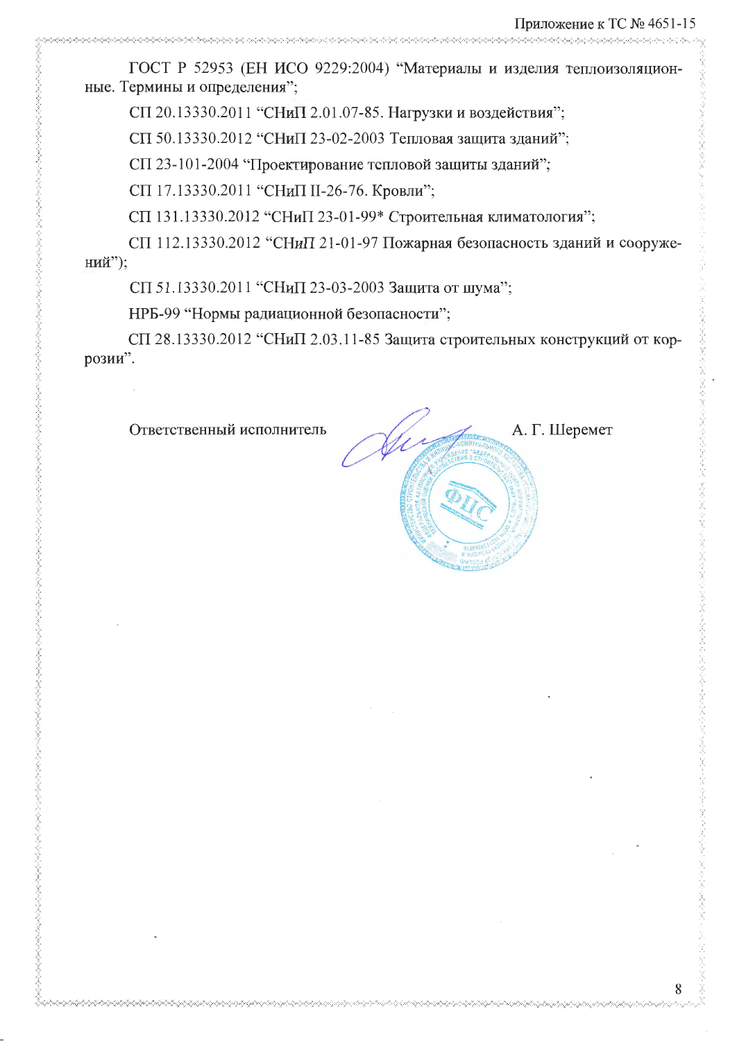ГОСТ Р 52953 (ЕН ИСО 9229:2004) “Материалы и изделия теплоизоляционные. Термины и определения”;

СП 20.13330.2011 “СНиП 2.01.07-85. Нагрузки и воздействия”;

СП 50.13330.2012 “СНиП 23-02-2003 Тепловая защита зданий”;

СП 23-101-2004 “Проектирование тепловой защиты зданий”;

СП 17.13330.2011 “СНиП II-26-76. Кровли”;

СП 131.13330.2012 “СНиП 23-01-99* Строительная климатология”;

СП 112.13330.2012 “СНиП 21-01-97 Пожарная безопасность зданий и сооружений”);

СП 51.13330.2011 “СНиП 23-03-2003 Защита от шума”;

НРБ-99 “Нормы радиационной безопасности”;

СП 28.13330.2012 “СНиП 2.03.11-85 Защита строительных конструкций от коррозии”.

Ответственный исполнитель А. Г. Шеремет